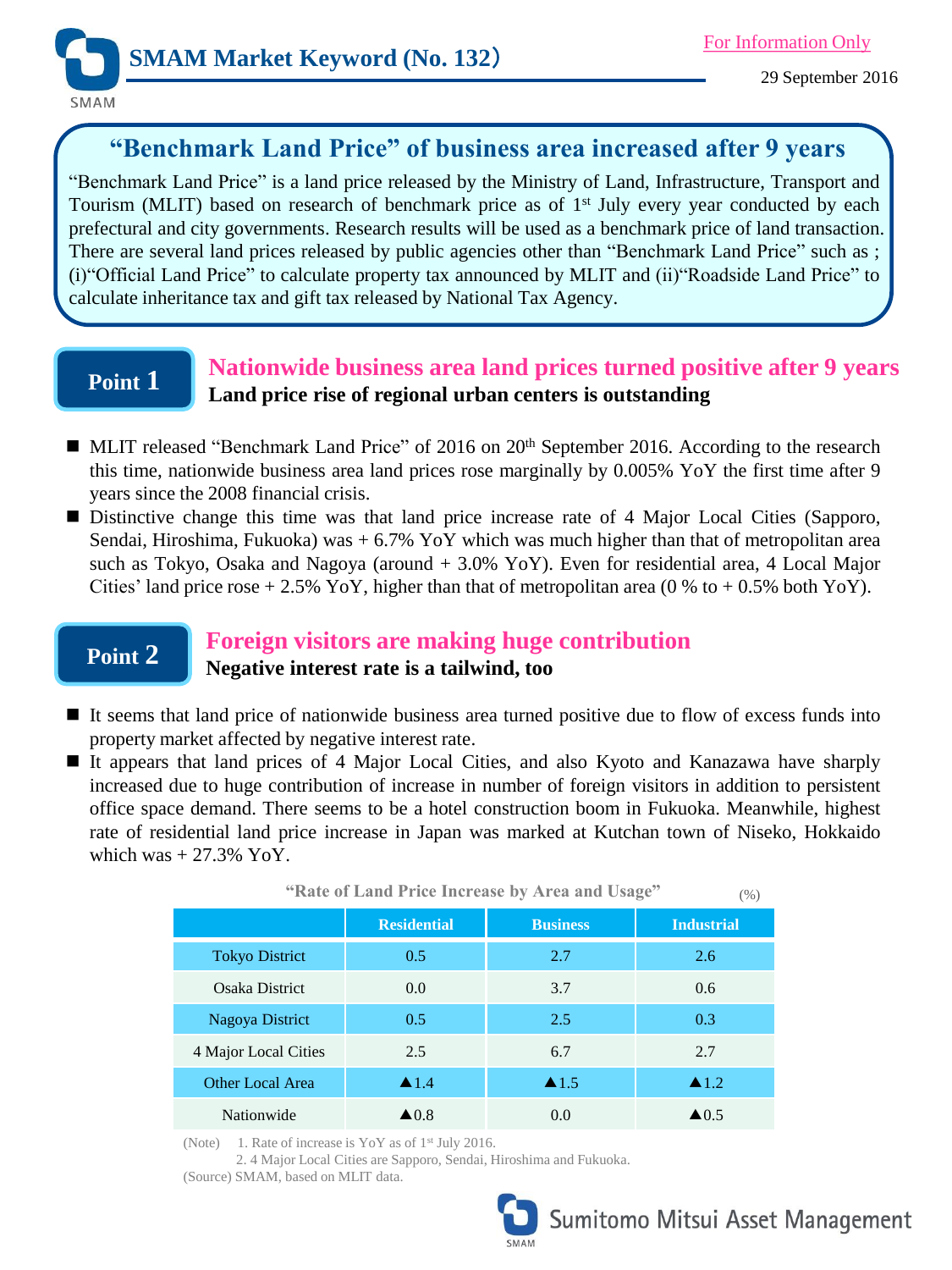# SMAM Market Keyword (No. 132)

For Information Only

29 September 2016

## "Benchmark Land Price" of business area increased after 9 years

"Benchmark Land Price" is a land price released by the Ministry of Land, Infrastructure, Transport and Tourism (MLIT) based on research of benchmark price as of 1st July every year conducted by each prefectural and city governments. Research results will be used as a benchmark price of land transaction. There are several land prices released by public agencies other than "Benchmark Land Price" such as ; (i)"Official Land Price" to calculate property tax announced by MLIT and (ii)"Roadside Land Price" to calculate inheritance tax and gift tax released by National Tax Agency.

## Point 1

### Nationwide business area land prices turned positive after 9 years

**Land price rise of regional urban centers is outstanding**

- MLIT released "Benchmark Land Price" of 2016 on 20th September 2016. According to the research this time, nationwide business area land prices rose marginally by 0.005% YoY the first time after 9 years since the 2008 financial crisis.
- Distinctive change this time was that land price increase rate of 4 Major Local Cities (Sapporo, Sendai, Hiroshima, Fukuoka) was + 6.7% YoY which was much higher than that of metropolitan area such as Tokyo, Osaka and Nagoya (around + 3.0% YoY). Even for residential area, 4 Local Major Cities' land price rose + 2.5% YoY, higher than that of metropolitan area (0 % to + 0.5% both YoY).

## Point 2

### Foreign visitors are making huge contribution

**Negative interest rate is a tailwind, too**

- It seems that land price of nationwide business area turned positive due to flow of excess funds into property market affected by negative interest rate.
- It appears that land prices of 4 Major Local Cities, and also Kyoto and Kanazawa have sharply increased due to huge contribution of increase in number of foreign visitors in addition to persistent office space demand. There seems to be a hotel construction boom in Fukuoka. Meanwhile, highest rate of residential land price increase in Japan was marked at Kutchan town of Niseko, Hokkaido which was + 27.3% YoY.

**"Rate of Land Price Increase by Area and Usage"** (%)

| | Residential | Business | Industrial |
|---|---|---|---|
| Tokyo District | 0.5 | 2.7 | 2.6 |
| Osaka District | 0.0 | 3.7 | 0.6 |
| Nagoya District | 0.5 | 2.5 | 0.3 |
| 4 Major Local Cities | 2.5 | 6.7 | 2.7 |
| Other Local Area | ▲1.4 | ▲1.5 | ▲1.2 |
| Nationwide | ▲0.8 | 0.0 | ▲0.5 |

(Note) 1. Rate of increase is YoY as of 1st July 2016.
2. 4 Major Local Cities are Sapporo, Sendai, Hiroshima and Fukuoka.

(Source) SMAM, based on MLIT data.

Sumitomo Mitsui Asset Management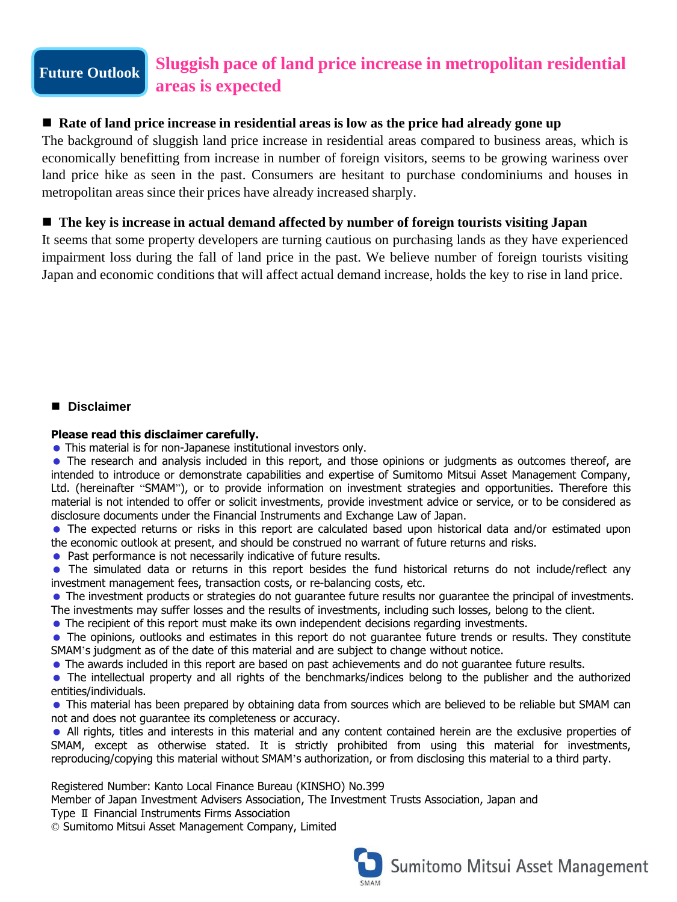## Future Outlook

## Sluggish pace of land price increase in metropolitan residential areas is expected

### ■ Rate of land price increase in residential areas is low as the price had already gone up

The background of sluggish land price increase in residential areas compared to business areas, which is economically benefitting from increase in number of foreign visitors, seems to be growing wariness over land price hike as seen in the past. Consumers are hesitant to purchase condominiums and houses in metropolitan areas since their prices have already increased sharply.

### ■ The key is increase in actual demand affected by number of foreign tourists visiting Japan

It seems that some property developers are turning cautious on purchasing lands as they have experienced impairment loss during the fall of land price in the past. We believe number of foreign tourists visiting Japan and economic conditions that will affect actual demand increase, holds the key to rise in land price.

### ■ Disclaimer

**Please read this disclaimer carefully.**

- This material is for non-Japanese institutional investors only.
- The research and analysis included in this report, and those opinions or judgments as outcomes thereof, are intended to introduce or demonstrate capabilities and expertise of Sumitomo Mitsui Asset Management Company, Ltd. (hereinafter "SMAM"), or to provide information on investment strategies and opportunities. Therefore this material is not intended to offer or solicit investments, provide investment advice or service, or to be considered as disclosure documents under the Financial Instruments and Exchange Law of Japan.
- The expected returns or risks in this report are calculated based upon historical data and/or estimated upon the economic outlook at present, and should be construed no warrant of future returns and risks.
- Past performance is not necessarily indicative of future results.
- The simulated data or returns in this report besides the fund historical returns do not include/reflect any investment management fees, transaction costs, or re-balancing costs, etc.
- The investment products or strategies do not guarantee future results nor guarantee the principal of investments. The investments may suffer losses and the results of investments, including such losses, belong to the client.
- The recipient of this report must make its own independent decisions regarding investments.
- The opinions, outlooks and estimates in this report do not guarantee future trends or results. They constitute SMAM's judgment as of the date of this material and are subject to change without notice.
- The awards included in this report are based on past achievements and do not guarantee future results.
- The intellectual property and all rights of the benchmarks/indices belong to the publisher and the authorized entities/individuals.
- This material has been prepared by obtaining data from sources which are believed to be reliable but SMAM can not and does not guarantee its completeness or accuracy.
- All rights, titles and interests in this material and any content contained herein are the exclusive properties of SMAM, except as otherwise stated. It is strictly prohibited from using this material for investments, reproducing/copying this material without SMAM's authorization, or from disclosing this material to a third party.

Registered Number: Kanto Local Finance Bureau (KINSHO) No.399
Member of Japan Investment Advisers Association, The Investment Trusts Association, Japan and
Type Ⅱ Financial Instruments Firms Association
© Sumitomo Mitsui Asset Management Company, Limited

SMAM Sumitomo Mitsui Asset Management